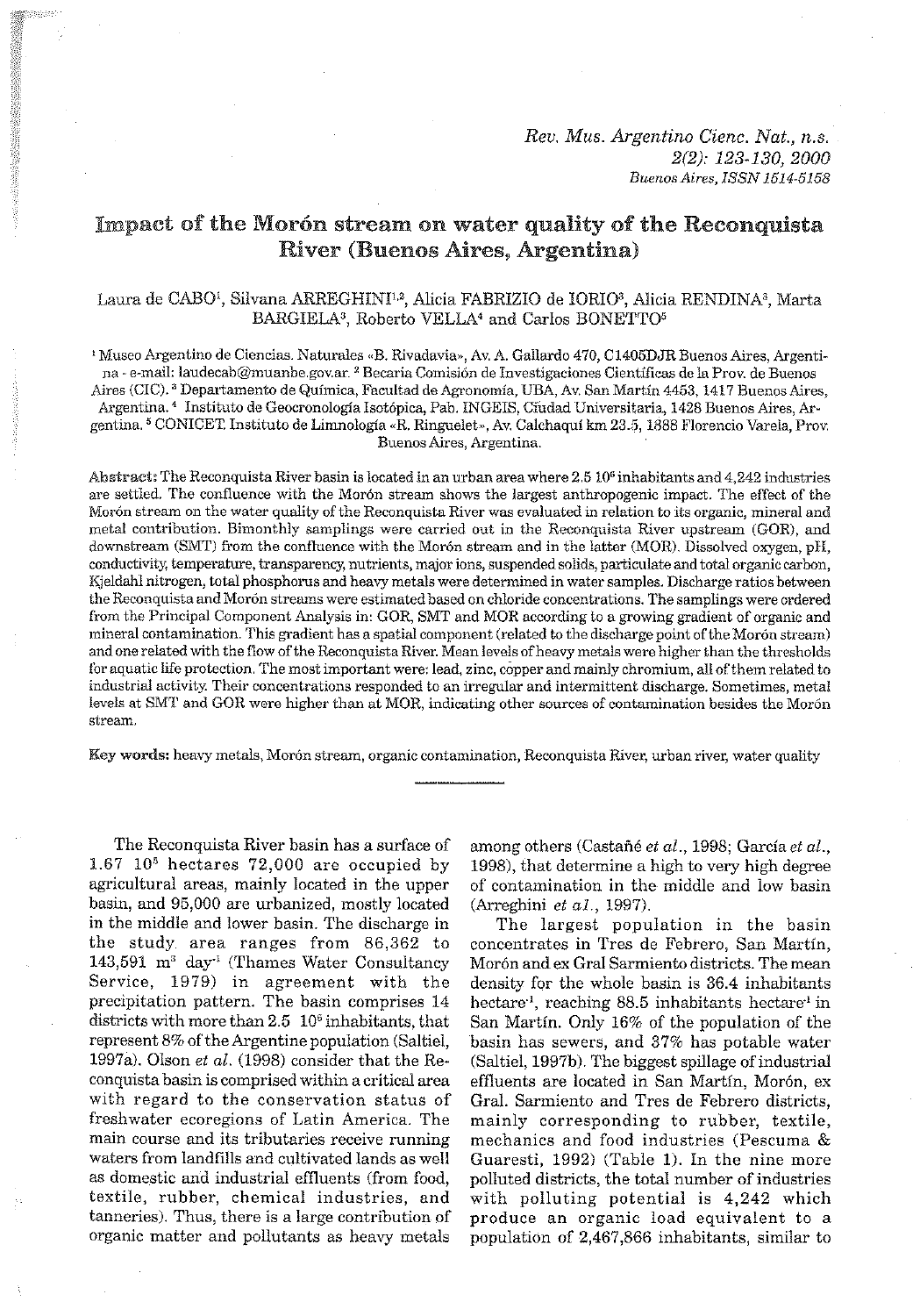# Impact of the Morón stream on water quality of the Reconquista River (Buenos Aires, Argentina)

Laura de CABO[1], Silvana ARREGHINI[1,2], Alicia FABRIZIO de IORIO[3], Alicia RENDINA[3], Marta BARGIELA[3], Roberto VELLA[4] and Carlos BONETTO[5]

[1] Museo Argentino de Ciencias. Naturales «B. Rivadavia», Av. A. Gallardo 470, C1405DJR Buenos Aires, Argentina - e-mail: laudecab@muanbe.gov.ar. [2] Becaria Comisión de Investigaciones Científicas de la Prov. de Buenos Aires (CIC). [3] Departamento de Química, Facultad de Agronomía, UBA, Av. San Martín 4453, 1417 Buenos Aires, Argentina. [4] Instituto de Geocronología Isotópica, Pab. INGEIS, Ciudad Universitaria, 1428 Buenos Aires, Argentina. [5] CONICET, Instituto de Limnología «R. Ringuelet», Av. Calchaquí km 23.5, 1888 Florencio Varela, Prov. Buenos Aires, Argentina.

**Abstract:** The Reconquista River basin is located in an urban area where 2.5 $10^6$ inhabitants and 4,242 industries are settled. The confluence with the Morón stream shows the largest anthropogenic impact. The effect of the Morón stream on the water quality of the Reconquista River was evaluated in relation to its organic, mineral and metal contribution. Bimonthly samplings were carried out in the Reconquista River upstream (GOR), and downstream (SMT) from the confluence with the Morón stream and in the latter (MOR). Dissolved oxygen, pH, conductivity, temperature, transparency, nutrients, major ions, suspended solids, particulate and total organic carbon, Kjeldahl nitrogen, total phosphorus and heavy metals were determined in water samples. Discharge ratios between the Reconquista and Morón streams were estimated based on chloride concentrations. The samplings were ordered from the Principal Component Analysis in: GOR, SMT and MOR according to a growing gradient of organic and mineral contamination. This gradient has a spatial component (related to the discharge point of the Morón stream) and one related with the flow of the Reconquista River. Mean levels of heavy metals were higher than the thresholds for aquatic life protection. The most important were: lead, zinc, copper and mainly chromium, all of them related to industrial activity. Their concentrations responded to an irregular and intermittent discharge. Sometimes, metal levels at SMT and GOR were higher than at MOR, indicating other sources of contamination besides the Morón stream.

**Key words:** heavy metals, Morón stream, organic contamination, Reconquista River, urban river, water quality

---

The Reconquista River basin has a surface of 1.67 $10^5$ hectares 72,000 are occupied by agricultural areas, mainly located in the upper basin, and 95,000 are urbanized, mostly located in the middle and lower basin. The discharge in the study area ranges from 86,362 to 143,591 $m^3$ $day^{-1}$ (Thames Water Consultancy Service, 1979) in agreement with the precipitation pattern. The basin comprises 14 districts with more than 2.5 $10^6$ inhabitants, that represent 8% of the Argentine population (Saltiel, 1997a). Olson *et al.* (1998) consider that the Reconquista basin is comprised within a critical area with regard to the conservation status of freshwater ecoregions of Latin America. The main course and its tributaries receive running waters from landfills and cultivated lands as well as domestic and industrial effluents (from food, textile, rubber, chemical industries, and tanneries). Thus, there is a large contribution of organic matter and pollutants as heavy metals among others (Castañé *et al.*, 1998; García *et al.*, 1998), that determine a high to very high degree of contamination in the middle and low basin (Arreghini *et al.*, 1997).

The largest population in the basin concentrates in Tres de Febrero, San Martín, Morón and ex Gral Sarmiento districts. The mean density for the whole basin is 36.4 inhabitants $hectare^{-1}$, reaching 88.5 inhabitants $hectare^{-1}$ in San Martín. Only 16% of the population of the basin has sewers, and 37% has potable water (Saltiel, 1997b). The biggest spillage of industrial effluents are located in San Martín, Morón, ex Gral. Sarmiento and Tres de Febrero districts, mainly corresponding to rubber, textile, mechanics and food industries (Pescuma & Guaresti, 1992) (Table 1). In the nine more polluted districts, the total number of industries with polluting potential is 4,242 which produce an organic load equivalent to a population of 2,467,866 inhabitants, similar to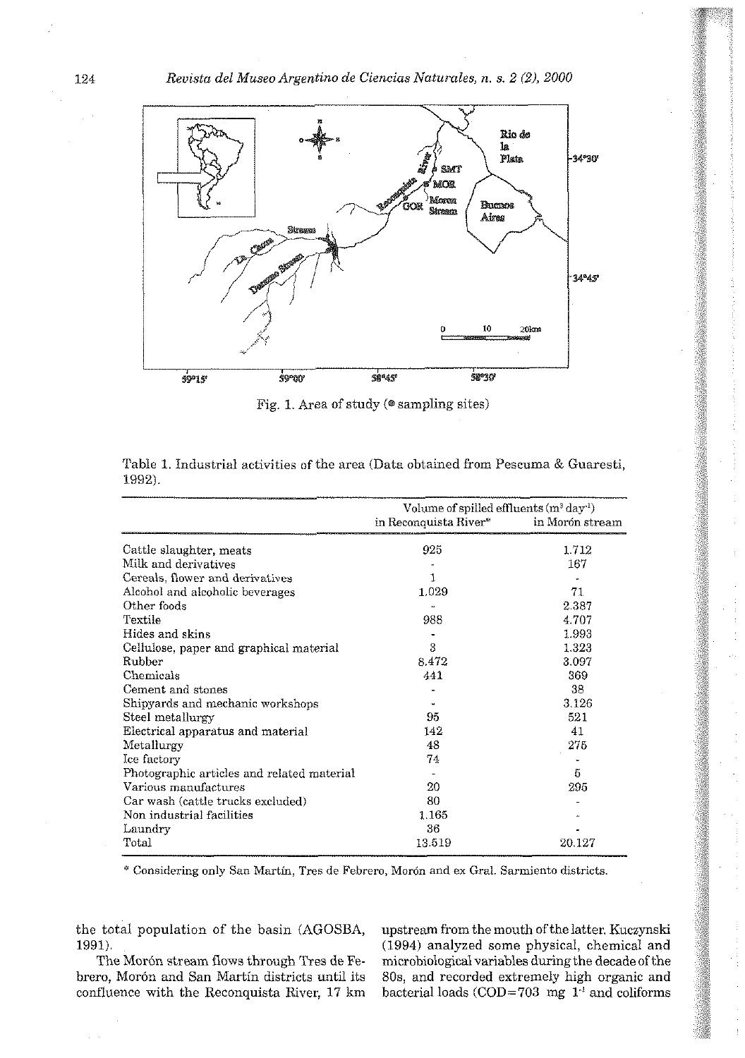Fig. 1. Area of study (⊛ sampling sites)

Table 1. Industrial activities of the area (Data obtained from Pescuma & Guaresti, 1992).

| | Volume of spilled effluents ($m^3$ $day^{-1}$) | |
|---|---|---|
| | in Reconquista River* | in Morón stream |
| Cattle slaughter, meats | 925 | 1.712 |
| Milk and derivatives | - | 167 |
| Cereals, flower and derivatives | 1 | - |
| Alcohol and alcoholic beverages | 1.029 | 71 |
| Other foods | - | 2.387 |
| Textile | 988 | 4.707 |
| Hides and skins | - | 1.993 |
| Cellulose, paper and graphical material | 3 | 1.323 |
| Rubber | 8.472 | 3.097 |
| Chemicals | 441 | 369 |
| Cement and stones | - | 38 |
| Shipyards and mechanic workshops | - | 3.126 |
| Steel metallurgy | 95 | 521 |
| Electrical apparatus and material | 142 | 41 |
| Metallurgy | 48 | 275 |
| Ice factory | 74 | - |
| Photographic articles and related material | - | 5 |
| Various manufactures | 20 | 295 |
| Car wash (cattle trucks excluded) | 80 | - |
| Non industrial facilities | 1.165 | - |
| Laundry | 36 | - |
| Total | 13.519 | 20.127 |

\* Considering only San Martín, Tres de Febrero, Morón and ex Gral. Sarmiento districts.

the total population of the basin (AGOSBA, 1991).

The Morón stream flows through Tres de Febrero, Morón and San Martín districts until its confluence with the Reconquista River, 17 km upstream from the mouth of the latter. Kuczynski (1994) analyzed some physical, chemical and microbiological variables during the decade of the 80s, and recorded extremely high organic and bacterial loads (COD=703 mg $l^{-1}$ and coliforms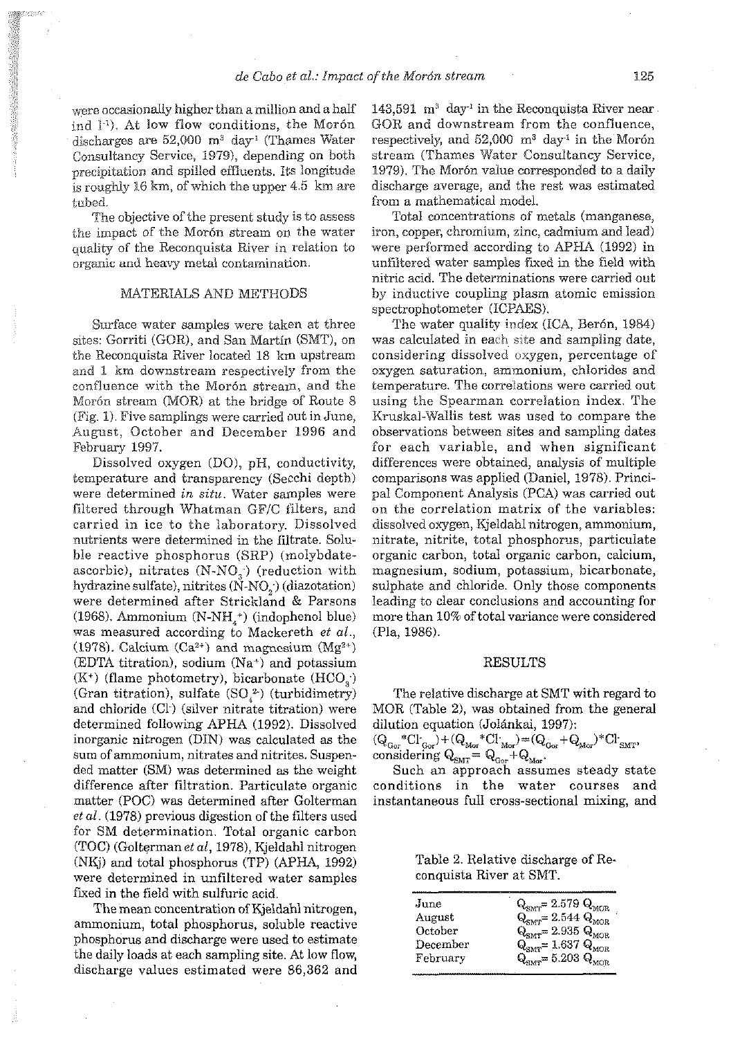were occasionally higher than a million and a half ind $l^{-1}$). At low flow conditions, the Morón discharges are 52,000 $m^3$ $day^{-1}$ (Thames Water Consultancy Service, 1979), depending on both precipitation and spilled effluents. Its longitude is roughly 16 km, of which the upper 4.5 km are tubed.

The objective of the present study is to assess the impact of the Morón stream on the water quality of the Reconquista River in relation to organic and heavy metal contamination.

## MATERIALS AND METHODS

Surface water samples were taken at three sites: Gorriti (GOR), and San Martín (SMT), on the Reconquista River located 18 km upstream and 1 km downstream respectively from the confluence with the Morón stream, and the Morón stream (MOR) at the bridge of Route 8 (Fig. 1). Five samplings were carried out in June, August, October and December 1996 and February 1997.

Dissolved oxygen (DO), pH, conductivity, temperature and transparency (Secchi depth) were determined *in situ*. Water samples were filtered through Whatman GF/C filters, and carried in ice to the laboratory. Dissolved nutrients were determined in the filtrate. Soluble reactive phosphorus (SRP) (molybdate-ascorbic), nitrates ($N\text{-}NO_3^-$) (reduction with hydrazine sulfate), nitrites ($N\text{-}NO_2^-$) (diazotation) were determined after Strickland & Parsons (1968). Ammonium ($N\text{-}NH_4^+$) (indophenol blue) was measured according to Mackereth *et al.*, (1978). Calcium ($Ca^{2+}$) and magnesium ($Mg^{2+}$) (EDTA titration), sodium ($Na^+$) and potassium ($K^+$) (flame photometry), bicarbonate ($HCO_3^-$) (Gran titration), sulfate ($SO_4^{2-}$) (turbidimetry) and chloride ($Cl^-$) (silver nitrate titration) were determined following APHA (1992). Dissolved inorganic nitrogen (DIN) was calculated as the sum of ammonium, nitrates and nitrites. Suspended matter (SM) was determined as the weight difference after filtration. Particulate organic matter (POC) was determined after Golterman *et al.* (1978) previous digestion of the filters used for SM determination. Total organic carbon (TOC) (Golterman *et al*, 1978), Kjeldahl nitrogen (NKj) and total phosphorus (TP) (APHA, 1992) were determined in unfiltered water samples fixed in the field with sulfuric acid.

The mean concentration of Kjeldahl nitrogen, ammonium, total phosphorus, soluble reactive phosphorus and discharge were used to estimate the daily loads at each sampling site. At low flow, discharge values estimated were 86,362 and 143,591 $m^3$ $day^{-1}$ in the Reconquista River near GOR and downstream from the confluence, respectively, and 52,000 $m^3$ $day^{-1}$ in the Morón stream (Thames Water Consultancy Service, 1979). The Morón value corresponded to a daily discharge average, and the rest was estimated from a mathematical model.

Total concentrations of metals (manganese, iron, copper, chromium, zinc, cadmium and lead) were performed according to APHA (1992) in unfiltered water samples fixed in the field with nitric acid. The determinations were carried out by inductive coupling plasm atomic emission spectrophotometer (ICPAES).

The water quality index (ICA, Berón, 1984) was calculated in each site and sampling date, considering dissolved oxygen, percentage of oxygen saturation, ammonium, chlorides and temperature. The correlations were carried out using the Spearman correlation index. The Kruskal-Wallis test was used to compare the observations between sites and sampling dates for each variable, and when significant differences were obtained, analysis of multiple comparisons was applied (Daniel, 1978). Principal Component Analysis (PCA) was carried out on the correlation matrix of the variables: dissolved oxygen, Kjeldahl nitrogen, ammonium, nitrate, nitrite, total phosphorus, particulate organic carbon, total organic carbon, calcium, magnesium, sodium, potassium, bicarbonate, sulphate and chloride. Only those components leading to clear conclusions and accounting for more than 10% of total variance were considered (Pla, 1986).

## RESULTS

The relative discharge at SMT with regard to MOR (Table 2), was obtained from the general dilution equation (Jolánkai, 1997):

$$(Q_{Gor}{*}Cl^-_{Gor})+(Q_{Mor}{*}Cl^-_{Mor})=(Q_{Gor}+Q_{Mor}){*}Cl^-_{SMT},$$

considering $Q_{SMT}=Q_{Gor}+Q_{Mor}$.

Such an approach assumes steady state conditions in the water courses and instantaneous full cross-sectional mixing, and

Table 2. Relative discharge of Reconquista River at SMT.

| | |
|---|---|
| June | $Q_{SMT}=2.579\ Q_{MOR}$ |
| August | $Q_{SMT}=2.544\ Q_{MOR}$ |
| October | $Q_{SMT}=2.935\ Q_{MOR}$ |
| December | $Q_{SMT}=1.637\ Q_{MOR}$ |
| February | $Q_{SMT}=5.203\ Q_{MOR}$ |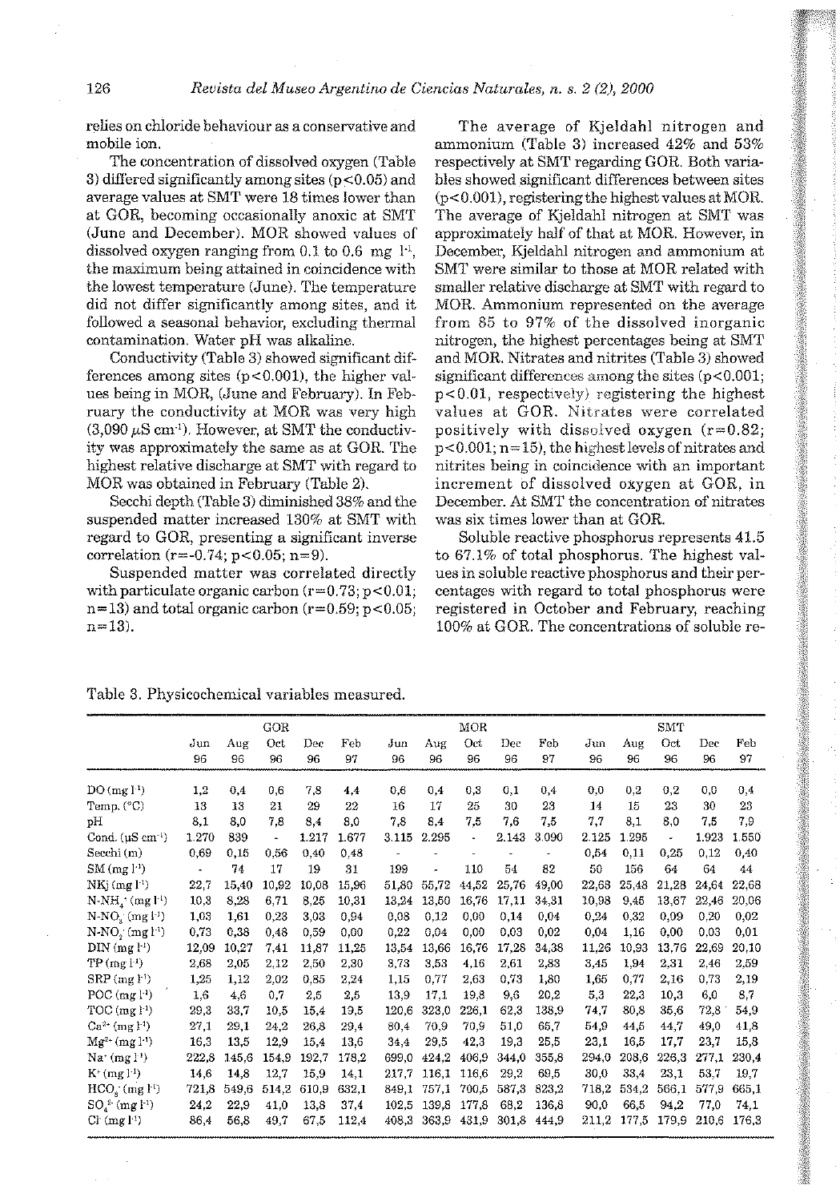relies on chloride behaviour as a conservative and mobile ion.

The concentration of dissolved oxygen (Table 3) differed significantly among sites ($p<0.05$) and average values at SMT were 18 times lower than at GOR, becoming occasionally anoxic at SMT (June and December). MOR showed values of dissolved oxygen ranging from 0.1 to 0.6 mg $l^{-1}$, the maximum being attained in coincidence with the lowest temperature (June). The temperature did not differ significantly among sites, and it followed a seasonal behavior, excluding thermal contamination. Water pH was alkaline.

Conductivity (Table 3) showed significant differences among sites ($p<0.001$), the higher values being in MOR, (June and February). In February the conductivity at MOR was very high (3,090 $\mu S\ cm^{-1}$). However, at SMT the conductivity was approximately the same as at GOR. The highest relative discharge at SMT with regard to MOR was obtained in February (Table 2).

Secchi depth (Table 3) diminished 38% and the suspended matter increased 130% at SMT with regard to GOR, presenting a significant inverse correlation ($r=-0.74$; $p<0.05$; $n=9$).

Suspended matter was correlated directly with particulate organic carbon ($r=0.73$; $p<0.01$; $n=13$) and total organic carbon ($r=0.59$; $p<0.05$; $n=13$).

The average of Kjeldahl nitrogen and ammonium (Table 3) increased 42% and 53% respectively at SMT regarding GOR. Both variables showed significant differences between sites ($p<0.001$), registering the highest values at MOR. The average of Kjeldahl nitrogen at SMT was approximately half of that at MOR. However, in December, Kjeldahl nitrogen and ammonium at SMT were similar to those at MOR related with smaller relative discharge at SMT with regard to MOR. Ammonium represented on the average from 85 to 97% of the dissolved inorganic nitrogen, the highest percentages being at SMT and MOR. Nitrates and nitrites (Table 3) showed significant differences among the sites ($p<0.001$; $p<0.01$, respectively) registering the highest values at GOR. Nitrates were correlated positively with dissolved oxygen ($r=0.82$; $p<0.001$; $n=15$), the highest levels of nitrates and nitrites being in coincidence with an important increment of dissolved oxygen at GOR, in December. At SMT the concentration of nitrates was six times lower than at GOR.

Soluble reactive phosphorus represents 41.5 to 67.1% of total phosphorus. The highest values in soluble reactive phosphorus and their percentages with regard to total phosphorus were registered in October and February, reaching 100% at GOR. The concentrations of soluble re-

Table 3. Physicochemical variables measured.

| | GOR | | | | | MOR | | | | | SMT | | | | |
|---|---|---|---|---|---|---|---|---|---|---|---|---|---|---|---|
| | Jun 96 | Aug 96 | Oct 96 | Dec 96 | Feb 97 | Jun 96 | Aug 96 | Oct 96 | Dec 96 | Feb 97 | Jun 96 | Aug 96 | Oct 96 | Dec 96 | Feb 97 |
| DO (mg $l^{-1}$) | 1,2 | 0,4 | 0,6 | 7,8 | 4,4 | 0,6 | 0,4 | 0,3 | 0,1 | 0,4 | 0,0 | 0,2 | 0,2 | 0,0 | 0,4 |
| Temp. (°C) | 13 | 13 | 21 | 29 | 22 | 16 | 17 | 25 | 30 | 23 | 14 | 15 | 23 | 30 | 23 |
| pH | 8,1 | 8,0 | 7,8 | 8,4 | 8,0 | 7,8 | 8,4 | 7,5 | 7,6 | 7,5 | 7,7 | 8,1 | 8,0 | 7,5 | 7,9 |
| Cond. ($\mu S\ cm^{-1}$) | 1.270 | 839 | - | 1.217 | 1.677 | 3.115 | 2.295 | - | 2.143 | 3.090 | 2.125 | 1.295 | - | 1.923 | 1.550 |
| Secchi (m) | 0,69 | 0,15 | 0,56 | 0,40 | 0,48 | - | - | - | - | - | 0,54 | 0,11 | 0,25 | 0,12 | 0,40 |
| SM (mg $l^{-1}$) | - | 74 | 17 | 19 | 31 | 199 | - | 110 | 54 | 82 | 50 | 156 | 64 | 64 | 44 |
| NKj (mg $l^{-1}$) | 22,7 | 15,40 | 10,92 | 10,08 | 15,96 | 51,80 | 55,72 | 44,52 | 25,76 | 49,00 | 22,68 | 25,48 | 21,28 | 24,64 | 22,68 |
| $N\text{-}NH_4^+$ (mg $l^{-1}$) | 10,8 | 8,28 | 6,71 | 8,25 | 10,31 | 13,24 | 13,50 | 16,76 | 17,11 | 34,31 | 10,98 | 9,45 | 13,67 | 22,46 | 20,06 |
| $N\text{-}NO_3^-$ (mg $l^{-1}$) | 1,03 | 1,61 | 0,23 | 3,03 | 0,94 | 0,08 | 0,12 | 0,00 | 0,14 | 0,04 | 0,24 | 0,32 | 0,09 | 0,20 | 0,02 |
| $N\text{-}NO_2^-$ (mg $l^{-1}$) | 0,73 | 0,38 | 0,48 | 0,59 | 0,00 | 0,22 | 0,04 | 0,00 | 0,03 | 0,02 | 0,04 | 1,16 | 0,00 | 0,03 | 0,01 |
| DIN (mg $l^{-1}$) | 12,09 | 10,27 | 7,41 | 11,87 | 11,25 | 13,54 | 13,66 | 16,76 | 17,28 | 34,38 | 11,26 | 10,93 | 13,76 | 22,69 | 20,10 |
| TP (mg $l^{-1}$) | 2,68 | 2,05 | 2,12 | 2,50 | 2,30 | 3,73 | 3,53 | 4,16 | 2,61 | 2,83 | 3,45 | 1,94 | 2,31 | 2,46 | 2,59 |
| SRP (mg $l^{-1}$) | 1,25 | 1,12 | 2,02 | 0,85 | 2,24 | 1,15 | 0,77 | 2,63 | 0,73 | 1,80 | 1,65 | 0,77 | 2,16 | 0,73 | 2,19 |
| POC (mg $l^{-1}$) | 1,6 | 4,6 | 0,7 | 2,5 | 2,5 | 13,9 | 17,1 | 19,8 | 9,6 | 20,2 | 5,3 | 22,3 | 10,3 | 6,0 | 8,7 |
| TOC (mg $l^{-1}$) | 29,3 | 33,7 | 10,5 | 15,4 | 19,5 | 120,6 | 323,0 | 226,1 | 62,3 | 138,9 | 74,7 | 80,8 | 35,6 | 72,8 | 54,9 |
| $Ca^{2+}$ (mg $l^{-1}$) | 27,1 | 29,1 | 24,2 | 26,8 | 29,4 | 80,4 | 70,9 | 70,9 | 51,0 | 65,7 | 54,9 | 44,5 | 44,7 | 49,0 | 41,8 |
| $Mg^{2+}$ (mg $l^{-1}$) | 16,3 | 13,5 | 12,9 | 15,4 | 13,6 | 34,4 | 29,5 | 42,3 | 19,3 | 25,5 | 23,1 | 16,5 | 17,7 | 23,7 | 15,8 |
| $Na^+$ (mg $l^{-1}$) | 222,8 | 145,6 | 154,9 | 192,7 | 178,2 | 699,0 | 424,2 | 406,9 | 344,0 | 355,8 | 294,0 | 208,6 | 226,3 | 277,1 | 230,4 |
| $K^+$ (mg $l^{-1}$) | 14,6 | 14,8 | 12,7 | 15,9 | 14,1 | 217,7 | 116,1 | 116,6 | 29,2 | 69,5 | 30,0 | 33,4 | 23,1 | 53,7 | 19,7 |
| $HCO_3^-$ (mg $l^{-1}$) | 721,8 | 549,6 | 514,2 | 610,9 | 632,1 | 849,1 | 757,1 | 700,5 | 587,3 | 823,2 | 718,2 | 534,2 | 566,1 | 577,9 | 665,1 |
| $SO_4^{2-}$ (mg $l^{-1}$) | 24,2 | 22,9 | 41,0 | 13,8 | 37,4 | 102,5 | 139,8 | 177,8 | 68,2 | 136,8 | 90,0 | 66,5 | 94,2 | 77,0 | 74,1 |
| $Cl^-$ (mg $l^{-1}$) | 86,4 | 56,8 | 49,7 | 67,5 | 112,4 | 408,3 | 363,9 | 431,9 | 301,8 | 444,9 | 211,2 | 177,5 | 179,9 | 210,6 | 176,3 |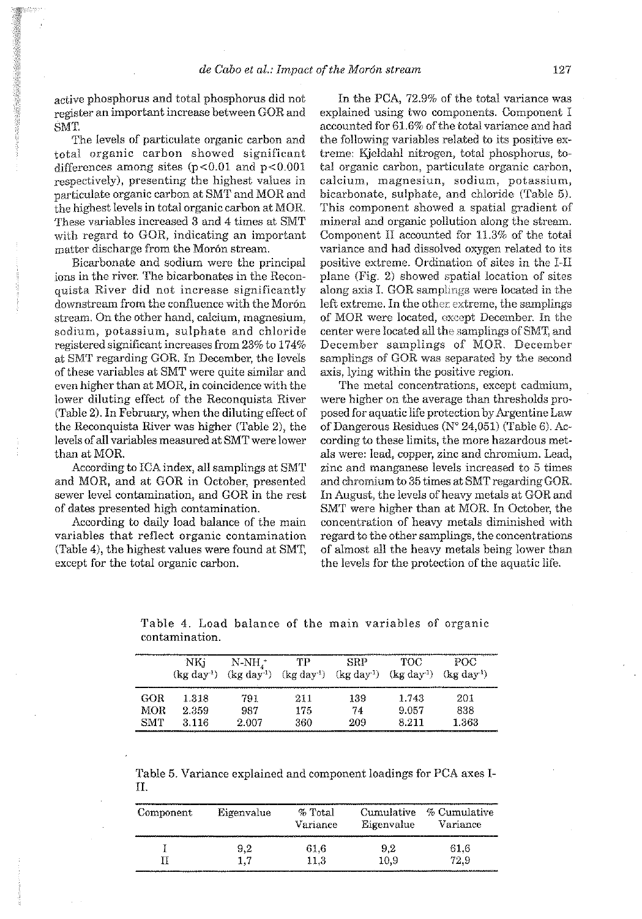active phosphorus and total phosphorus did not register an important increase between GOR and SMT.

The levels of particulate organic carbon and total organic carbon showed significant differences among sites ($p<0.01$ and $p<0.001$ respectively), presenting the highest values in particulate organic carbon at SMT and MOR and the highest levels in total organic carbon at MOR. These variables increased 3 and 4 times at SMT with regard to GOR, indicating an important matter discharge from the Morón stream.

Bicarbonate and sodium were the principal ions in the river. The bicarbonates in the Reconquista River did not increase significantly downstream from the confluence with the Morón stream. On the other hand, calcium, magnesium, sodium, potassium, sulphate and chloride registered significant increases from 23% to 174% at SMT regarding GOR. In December, the levels of these variables at SMT were quite similar and even higher than at MOR, in coincidence with the lower diluting effect of the Reconquista River (Table 2). In February, when the diluting effect of the Reconquista River was higher (Table 2), the levels of all variables measured at SMT were lower than at MOR.

According to ICA index, all samplings at SMT and MOR, and at GOR in October, presented sewer level contamination, and GOR in the rest of dates presented high contamination.

According to daily load balance of the main variables that reflect organic contamination (Table 4), the highest values were found at SMT, except for the total organic carbon.

In the PCA, 72.9% of the total variance was explained using two components. Component I accounted for 61.6% of the total variance and had the following variables related to its positive extreme: Kjeldahl nitrogen, total phosphorus, total organic carbon, particulate organic carbon, calcium, magnesiun, sodium, potassium, bicarbonate, sulphate, and chloride (Table 5). This component showed a spatial gradient of mineral and organic pollution along the stream. Component II accounted for 11.3% of the total variance and had dissolved oxygen related to its positive extreme. Ordination of sites in the I-II plane (Fig. 2) showed spatial location of sites along axis I. GOR samplings were located in the left extreme. In the other extreme, the samplings of MOR were located, except December. In the center were located all the samplings of SMT, and December samplings of MOR. December samplings of GOR was separated by the second axis, lying within the positive region.

The metal concentrations, except cadmium, were higher on the average than thresholds proposed for aquatic life protection by Argentine Law of Dangerous Residues (N° 24,051) (Table 6). According to these limits, the more hazardous metals were: lead, copper, zinc and chromium. Lead, zinc and manganese levels increased to 5 times and chromium to 35 times at SMT regarding GOR. In August, the levels of heavy metals at GOR and SMT were higher than at MOR. In October, the concentration of heavy metals diminished with regard to the other samplings, the concentrations of almost all the heavy metals being lower than the levels for the protection of the aquatic life.

Table 4. Load balance of the main variables of organic contamination.

| | NKj (kg day$^{-1}$) | $N\text{-}NH_4^+$ (kg day$^{-1}$) | TP (kg day$^{-1}$) | SRP (kg day$^{-1}$) | TOC (kg day$^{-1}$) | POC (kg day$^{-1}$) |
|---|---|---|---|---|---|---|
| GOR | 1.318 | 791 | 211 | 139 | 1.743 | 201 |
| MOR | 2.359 | 987 | 175 | 74 | 9.057 | 838 |
| SMT | 3.116 | 2.007 | 360 | 209 | 8.211 | 1.363 |

Table 5. Variance explained and component loadings for PCA axes I-II.

| Component | Eigenvalue | % Total Variance | Cumulative Eigenvalue | % Cumulative Variance |
|---|---|---|---|---|
| I | 9,2 | 61,6 | 9,2 | 61,6 |
| II | 1,7 | 11,3 | 10,9 | 72,9 |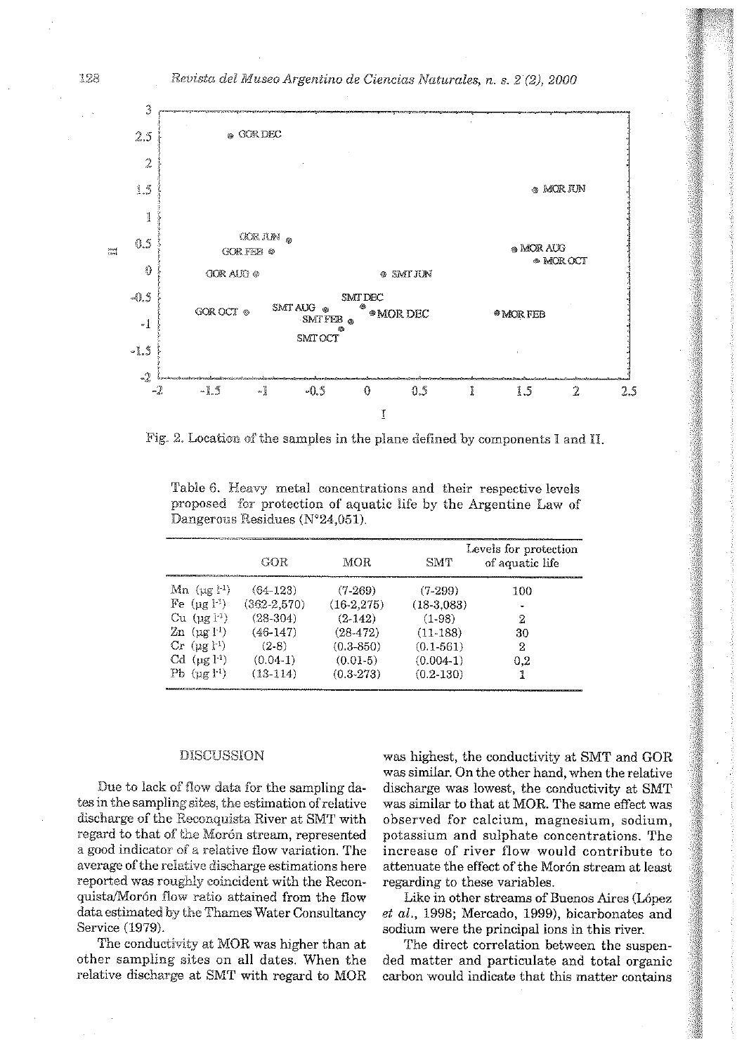Fig. 2. Location of the samples in the plane defined by components I and II.

Table 6. Heavy metal concentrations and their respective levels proposed for protection of aquatic life by the Argentine Law of Dangerous Residues (N°24,051).

| | GOR | MOR | SMT | Levels for protection of aquatic life |
|---|---|---|---|---|
| Mn ($\mu g\ l^{-1}$) | (64-123) | (7-269) | (7-299) | 100 |
| Fe ($\mu g\ l^{-1}$) | (362-2,570) | (16-2,275) | (18-3,083) | - |
| Cu ($\mu g\ l^{-1}$) | (28-304) | (2-142) | (1-98) | 2 |
| Zn ($\mu g\ l^{-1}$) | (46-147) | (28-472) | (11-188) | 30 |
| Cr ($\mu g\ l^{-1}$) | (2-8) | (0.3-850) | (0.1-561) | 2 |
| Cd ($\mu g\ l^{-1}$) | (0.04-1) | (0.01-5) | (0.004-1) | 0,2 |
| Pb ($\mu g\ l^{-1}$) | (13-114) | (0.3-273) | (0.2-130) | 1 |

## DISCUSSION

Due to lack of flow data for the sampling dates in the sampling sites, the estimation of relative discharge of the Reconquista River at SMT with regard to that of the Morón stream, represented a good indicator of a relative flow variation. The average of the relative discharge estimations here reported was roughly coincident with the Reconquista/Morón flow ratio attained from the flow data estimated by the Thames Water Consultancy Service (1979).

The conductivity at MOR was higher than at other sampling sites on all dates. When the relative discharge at SMT with regard to MOR was highest, the conductivity at SMT and GOR was similar. On the other hand, when the relative discharge was lowest, the conductivity at SMT was similar to that at MOR. The same effect was observed for calcium, magnesium, sodium, potassium and sulphate concentrations. The increase of river flow would contribute to attenuate the effect of the Morón stream at least regarding to these variables.

Like in other streams of Buenos Aires (López *et al.*, 1998; Mercado, 1999), bicarbonates and sodium were the principal ions in this river.

The direct correlation between the suspended matter and particulate and total organic carbon would indicate that this matter contains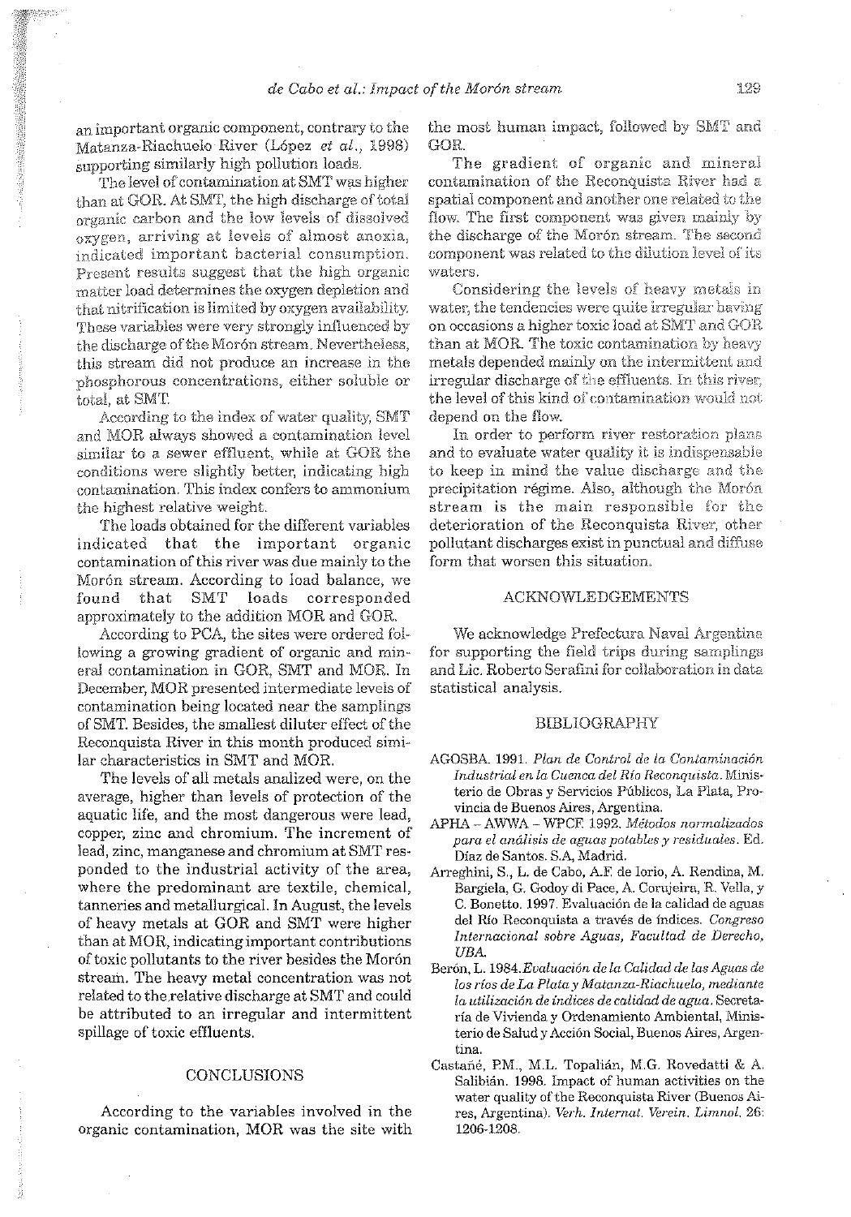an important organic component, contrary to the Matanza-Riachuelo River (López *et al.*, 1998) supporting similarly high pollution loads.

The level of contamination at SMT was higher than at GOR. At SMT, the high discharge of total organic carbon and the low levels of dissolved oxygen, arriving at levels of almost anoxia, indicated important bacterial consumption. Present results suggest that the high organic matter load determines the oxygen depletion and that nitrification is limited by oxygen availability. These variables were very strongly influenced by the discharge of the Morón stream. Nevertheless, this stream did not produce an increase in the phosphorous concentrations, either soluble or total, at SMT.

According to the index of water quality, SMT and MOR always showed a contamination level similar to a sewer effluent, while at GOR the conditions were slightly better, indicating high contamination. This index confers to ammonium the highest relative weight.

The loads obtained for the different variables indicated that the important organic contamination of this river was due mainly to the Morón stream. According to load balance, we found that SMT loads corresponded approximately to the addition MOR and GOR.

According to PCA, the sites were ordered following a growing gradient of organic and mineral contamination in GOR, SMT and MOR. In December, MOR presented intermediate levels of contamination being located near the samplings of SMT. Besides, the smallest diluter effect of the Reconquista River in this month produced similar characteristics in SMT and MOR.

The levels of all metals analized were, on the average, higher than levels of protection of the aquatic life, and the most dangerous were lead, copper, zinc and chromium. The increment of lead, zinc, manganese and chromium at SMT responded to the industrial activity of the area, where the predominant are textile, chemical, tanneries and metallurgical. In August, the levels of heavy metals at GOR and SMT were higher than at MOR, indicating important contributions of toxic pollutants to the river besides the Morón stream. The heavy metal concentration was not related to the relative discharge at SMT and could be attributed to an irregular and intermittent spillage of toxic effluents.

## CONCLUSIONS

According to the variables involved in the organic contamination, MOR was the site with the most human impact, followed by SMT and GOR.

The gradient of organic and mineral contamination of the Reconquista River had a spatial component and another one related to the flow. The first component was given mainly by the discharge of the Morón stream. The second component was related to the dilution level of its waters.

Considering the levels of heavy metals in water, the tendencies were quite irregular having on occasions a higher toxic load at SMT and GOR than at MOR. The toxic contamination by heavy metals depended mainly on the intermittent and irregular discharge of the effluents. In this river, the level of this kind of contamination would not depend on the flow.

In order to perform river restoration plans and to evaluate water quality it is indispensable to keep in mind the value discharge and the precipitation régime. Also, although the Morón stream is the main responsible for the deterioration of the Reconquista River, other pollutant discharges exist in punctual and diffuse form that worsen this situation.

## ACKNOWLEDGEMENTS

We acknowledge Prefectura Naval Argentina for supporting the field trips during samplings and Lic. Roberto Serafini for collaboration in data statistical analysis.

## BIBLIOGRAPHY

AGOSBA. 1991. *Plan de Control de la Contaminación Industrial en la Cuenca del Río Reconquista*. Ministerio de Obras y Servicios Públicos, La Plata, Provincia de Buenos Aires, Argentina.

APHA – AWWA – WPCF. 1992. *Métodos normalizados para el análisis de aguas potables y residuales*. Ed. Díaz de Santos. S.A, Madrid.

Arreghini, S., L. de Cabo, A.F. de Iorio, A. Rendina, M. Bargiela, G. Godoy di Pace, A. Corujeira, R. Vella, y C. Bonetto. 1997. Evaluación de la calidad de aguas del Río Reconquista a través de índices. *Congreso Internacional sobre Aguas, Facultad de Derecho, UBA.*

Berón, L. 1984. *Evaluación de la Calidad de las Aguas de los ríos de La Plata y Matanza-Riachuelo, mediante la utilización de índices de calidad de agua*. Secretaría de Vivienda y Ordenamiento Ambiental, Ministerio de Salud y Acción Social, Buenos Aires, Argentina.

Castañé, P.M., M.L. Topalián, M.G. Rovedatti & A. Salibián. 1998. Impact of human activities on the water quality of the Reconquista River (Buenos Aires, Argentina). *Verh. Internat. Verein. Limnol.* 26: 1206-1208.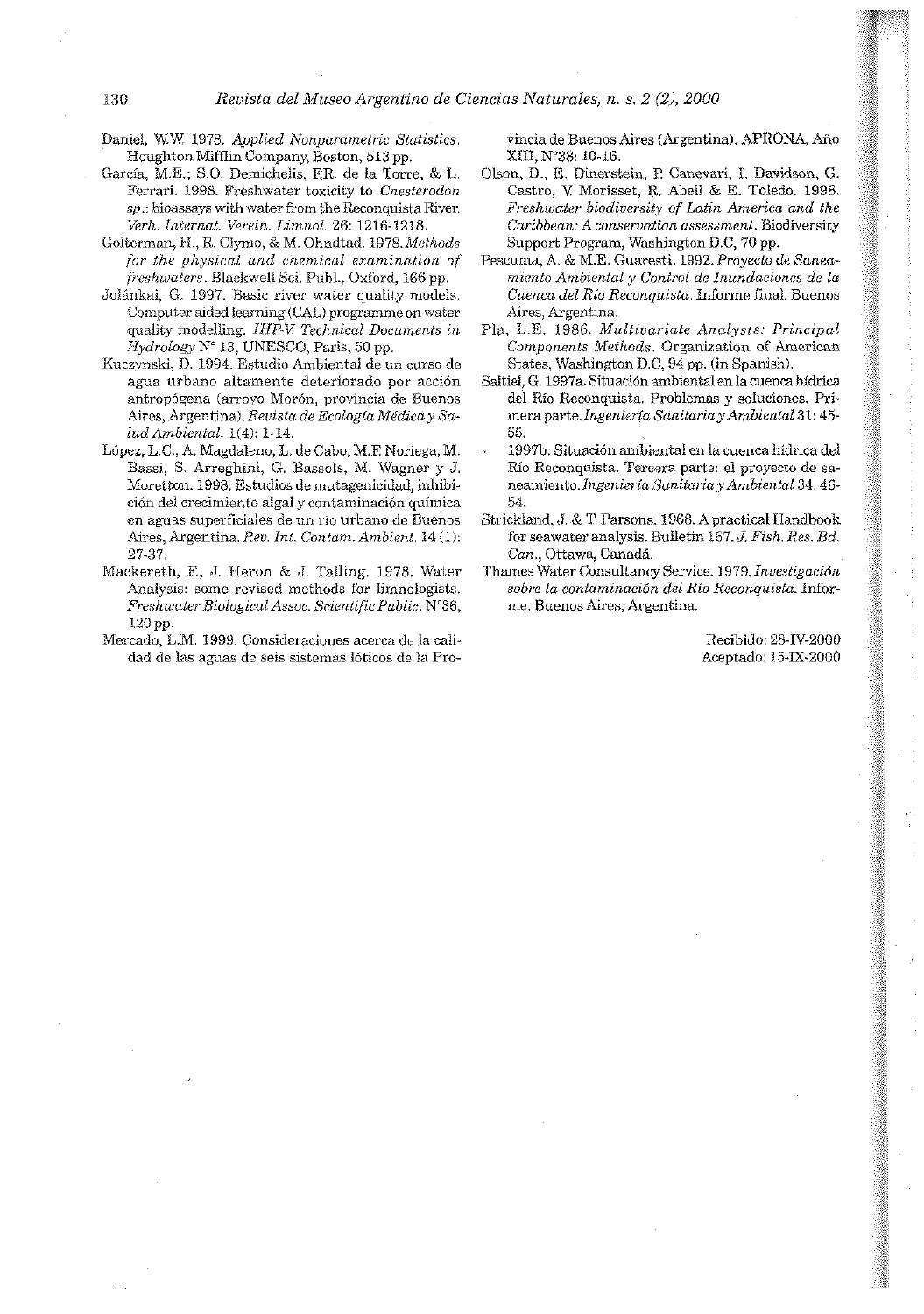Daniel, W.W. 1978. *Applied Nonparametric Statistics*. Houghton Mifflin Company, Boston, 513 pp.

García, M.E.; S.O. Demichelis, F.R. de la Torre, & L. Ferrari. 1998. Freshwater toxicity to *Cnesterodon sp.*: bioassays with water from the Reconquista River. *Verh. Internat. Verein. Limnol.* 26: 1216-1218.

Golterman, H., R. Clymo, & M. Ohndtad. 1978. *Methods for the physical and chemical examination of freshwaters*. Blackwell Sci. Publ., Oxford, 166 pp.

Jolánkai, G. 1997. Basic river water quality models. Computer aided learning (CAL) programme on water quality modelling. *IHP-V, Technical Documents in Hydrology* N° 13, UNESCO, Paris, 50 pp.

Kuczynski, D. 1994. Estudio Ambiental de un curso de agua urbano altamente deteriorado por acción antropógena (arroyo Morón, provincia de Buenos Aires, Argentina). *Revista de Ecología Médica y Salud Ambiental*. 1(4): 1-14.

López, L.C., A. Magdaleno, L. de Cabo, M.F. Noriega, M. Bassi, S. Arreghini, G. Bassols, M. Wagner y J. Moretton. 1998. Estudios de mutagenicidad, inhibición del crecimiento algal y contaminación química en aguas superficiales de un río urbano de Buenos Aires, Argentina. *Rev. Int. Contam. Ambient.* 14 (1): 27-37.

Mackereth, F., J. Heron & J. Talling. 1978. Water Analysis: some revised methods for limnologists. *Freshwater Biological Assoc. Scientific Public.* N°36, 120 pp.

Mercado, L.M. 1999. Consideraciones acerca de la calidad de las aguas de seis sistemas lóticos de la Provincia de Buenos Aires (Argentina). APRONA, Año XIII, N°38: 10-16.

Olson, D., E. Dinerstein, P. Canevari, I. Davidson, G. Castro, V. Morisset, R. Abell & E. Toledo. 1998. *Freshwater biodiversity of Latin America and the Caribbean: A conservation assessment*. Biodiversity Support Program, Washington D.C, 70 pp.

Pescuma, A. & M.E. Guaresti. 1992. *Proyecto de Saneamiento Ambiental y Control de Inundaciones de la Cuenca del Río Reconquista*. Informe final. Buenos Aires, Argentina.

Pla, L.E. 1986. *Multivariate Analysis: Principal Components Methods*. Organization of American States, Washington D.C, 94 pp. (in Spanish).

Saltiel, G. 1997a. Situación ambiental en la cuenca hídrica del Río Reconquista. Problemas y soluciones. Primera parte. *Ingeniería Sanitaria y Ambiental* 31: 45-55.

- 1997b. Situación ambiental en la cuenca hídrica del Río Reconquista. Tercera parte: el proyecto de saneamiento. *Ingeniería Sanitaria y Ambiental* 34: 46-54.

Strickland, J. & T. Parsons. 1968. A practical Handbook for seawater analysis. Bulletin 167. *J. Fish. Res. Bd. Can.*, Ottawa, Canadá.

Thames Water Consultancy Service. 1979. *Investigación sobre la contaminación del Río Reconquista*. Informe. Buenos Aires, Argentina.

Recibido: 28-IV-2000
Aceptado: 15-IX-2000